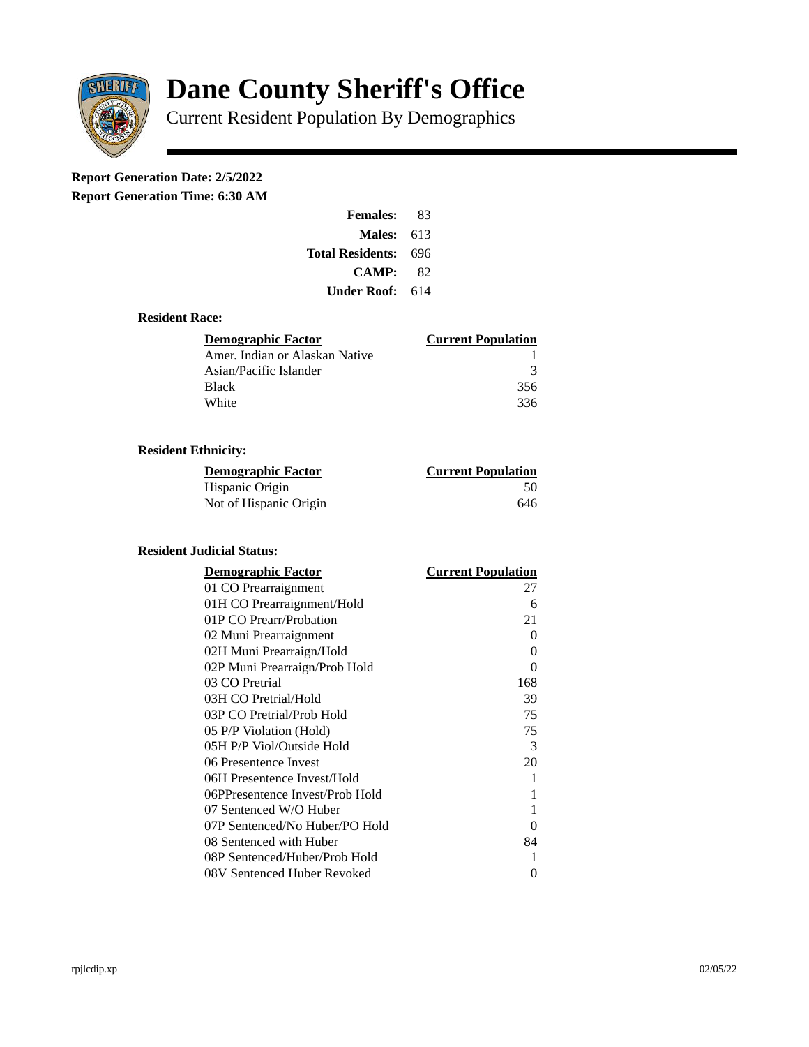# Dane County Sheriff's Office

Current Resident Population By Demographics

**Report Generation Date: 2/5/2022**

**Report Generation Time: 6:30 AM**

| | |
|---|---|
| **Females:** | 83 |
| **Males:** | 613 |
| **Total Residents:** | 696 |
| **CAMP:** | 82 |
| **Under Roof:** | 614 |

### Resident Race:

| Demographic Factor | Current Population |
|---|---|
| Amer. Indian or Alaskan Native | 1 |
| Asian/Pacific Islander | 3 |
| Black | 356 |
| White | 336 |

### Resident Ethnicity:

| Demographic Factor | Current Population |
|---|---|
| Hispanic Origin | 50 |
| Not of Hispanic Origin | 646 |

### Resident Judicial Status:

| Demographic Factor | Current Population |
|---|---|
| 01 CO Prearraignment | 27 |
| 01H CO Prearraignment/Hold | 6 |
| 01P CO Prearr/Probation | 21 |
| 02 Muni Prearraignment | 0 |
| 02H Muni Prearraign/Hold | 0 |
| 02P Muni Prearraign/Prob Hold | 0 |
| 03 CO Pretrial | 168 |
| 03H CO Pretrial/Hold | 39 |
| 03P CO Pretrial/Prob Hold | 75 |
| 05 P/P Violation (Hold) | 75 |
| 05H P/P Viol/Outside Hold | 3 |
| 06 Presentence Invest | 20 |
| 06H Presentence Invest/Hold | 1 |
| 06PPresentence Invest/Prob Hold | 1 |
| 07 Sentenced W/O Huber | 1 |
| 07P Sentenced/No Huber/PO Hold | 0 |
| 08 Sentenced with Huber | 84 |
| 08P Sentenced/Huber/Prob Hold | 1 |
| 08V Sentenced Huber Revoked | 0 |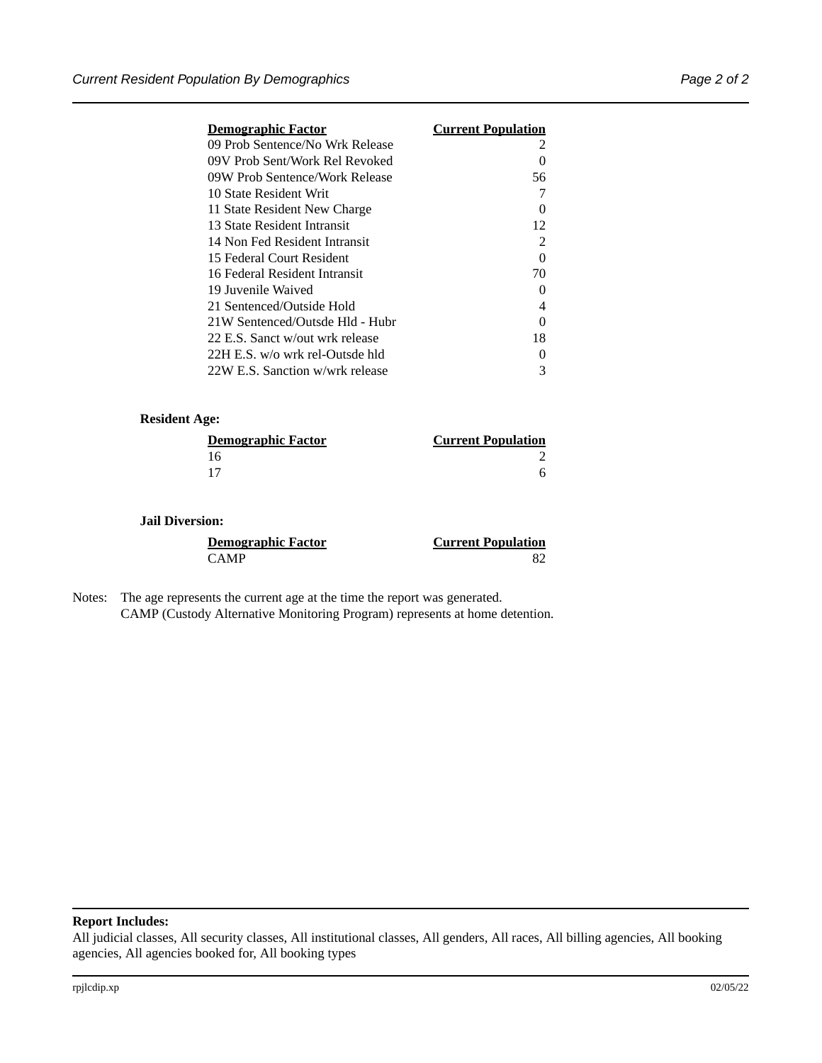| Demographic Factor | Current Population |
|---|---|
| 09 Prob Sentence/No Wrk Release | 2 |
| 09V Prob Sent/Work Rel Revoked | 0 |
| 09W Prob Sentence/Work Release | 56 |
| 10 State Resident Writ | 7 |
| 11 State Resident New Charge | 0 |
| 13 State Resident Intransit | 12 |
| 14 Non Fed Resident Intransit | 2 |
| 15 Federal Court Resident | 0 |
| 16 Federal Resident Intransit | 70 |
| 19 Juvenile Waived | 0 |
| 21 Sentenced/Outside Hold | 4 |
| 21W Sentenced/Outsde Hld - Hubr | 0 |
| 22 E.S. Sanct w/out wrk release | 18 |
| 22H E.S. w/o wrk rel-Outsde hld | 0 |
| 22W E.S. Sanction w/wrk release | 3 |

**Resident Age:**

| Demographic Factor | Current Population |
|---|---|
| 16 | 2 |
| 17 | 6 |

**Jail Diversion:**

| Demographic Factor | Current Population |
|---|---|
| CAMP | 82 |

Notes: The age represents the current age at the time the report was generated.
CAMP (Custody Alternative Monitoring Program) represents at home detention.

**Report Includes:**

All judicial classes, All security classes, All institutional classes, All genders, All races, All billing agencies, All booking agencies, All agencies booked for, All booking types

rpjlcdip.xp 02/05/22